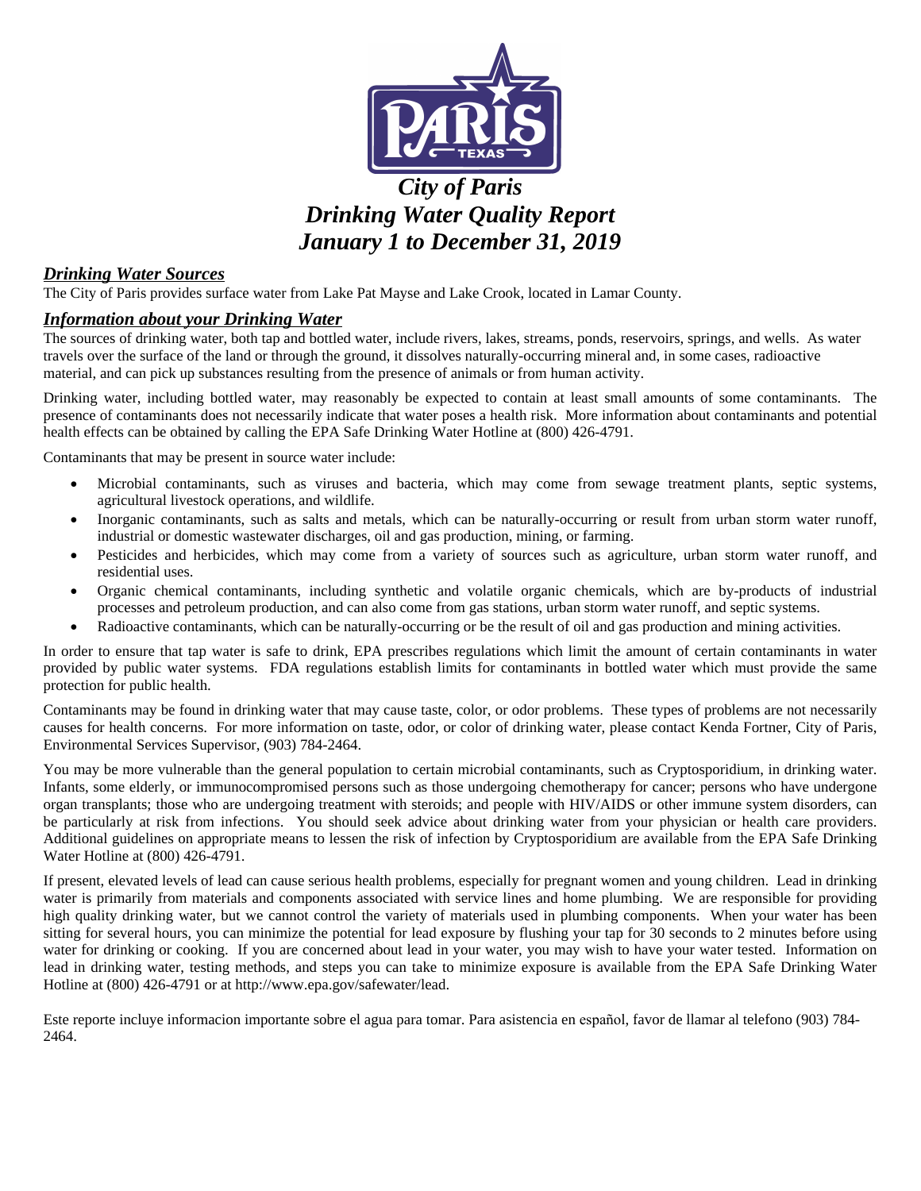# *City of Paris*
# *Drinking Water Quality Report*
# *January 1 to December 31, 2019*

## ***Drinking Water Sources***

The City of Paris provides surface water from Lake Pat Mayse and Lake Crook, located in Lamar County.

## ***Information about your Drinking Water***

The sources of drinking water, both tap and bottled water, include rivers, lakes, streams, ponds, reservoirs, springs, and wells. As water travels over the surface of the land or through the ground, it dissolves naturally-occurring mineral and, in some cases, radioactive material, and can pick up substances resulting from the presence of animals or from human activity.

Drinking water, including bottled water, may reasonably be expected to contain at least small amounts of some contaminants. The presence of contaminants does not necessarily indicate that water poses a health risk. More information about contaminants and potential health effects can be obtained by calling the EPA Safe Drinking Water Hotline at (800) 426-4791.

Contaminants that may be present in source water include:

- Microbial contaminants, such as viruses and bacteria, which may come from sewage treatment plants, septic systems, agricultural livestock operations, and wildlife.
- Inorganic contaminants, such as salts and metals, which can be naturally-occurring or result from urban storm water runoff, industrial or domestic wastewater discharges, oil and gas production, mining, or farming.
- Pesticides and herbicides, which may come from a variety of sources such as agriculture, urban storm water runoff, and residential uses.
- Organic chemical contaminants, including synthetic and volatile organic chemicals, which are by-products of industrial processes and petroleum production, and can also come from gas stations, urban storm water runoff, and septic systems.
- Radioactive contaminants, which can be naturally-occurring or be the result of oil and gas production and mining activities.

In order to ensure that tap water is safe to drink, EPA prescribes regulations which limit the amount of certain contaminants in water provided by public water systems. FDA regulations establish limits for contaminants in bottled water which must provide the same protection for public health.

Contaminants may be found in drinking water that may cause taste, color, or odor problems. These types of problems are not necessarily causes for health concerns. For more information on taste, odor, or color of drinking water, please contact Kenda Fortner, City of Paris, Environmental Services Supervisor, (903) 784-2464.

You may be more vulnerable than the general population to certain microbial contaminants, such as Cryptosporidium, in drinking water. Infants, some elderly, or immunocompromised persons such as those undergoing chemotherapy for cancer; persons who have undergone organ transplants; those who are undergoing treatment with steroids; and people with HIV/AIDS or other immune system disorders, can be particularly at risk from infections. You should seek advice about drinking water from your physician or health care providers. Additional guidelines on appropriate means to lessen the risk of infection by Cryptosporidium are available from the EPA Safe Drinking Water Hotline at (800) 426-4791.

If present, elevated levels of lead can cause serious health problems, especially for pregnant women and young children. Lead in drinking water is primarily from materials and components associated with service lines and home plumbing. We are responsible for providing high quality drinking water, but we cannot control the variety of materials used in plumbing components. When your water has been sitting for several hours, you can minimize the potential for lead exposure by flushing your tap for 30 seconds to 2 minutes before using water for drinking or cooking. If you are concerned about lead in your water, you may wish to have your water tested. Information on lead in drinking water, testing methods, and steps you can take to minimize exposure is available from the EPA Safe Drinking Water Hotline at (800) 426-4791 or at http://www.epa.gov/safewater/lead.

Este reporte incluye informacion importante sobre el agua para tomar. Para asistencia en español, favor de llamar al telefono (903) 784-2464.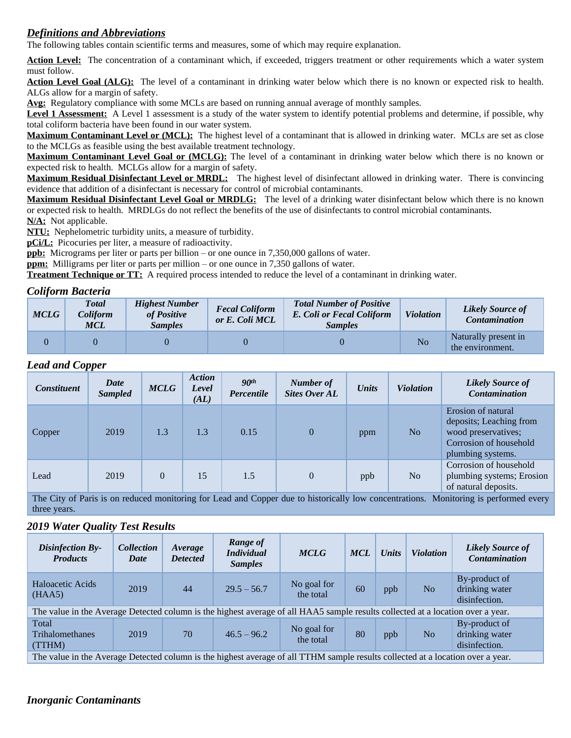## *Definitions and Abbreviations*

The following tables contain scientific terms and measures, some of which may require explanation.

**Action Level:** The concentration of a contaminant which, if exceeded, triggers treatment or other requirements which a water system must follow.

**Action Level Goal (ALG):** The level of a contaminant in drinking water below which there is no known or expected risk to health. ALGs allow for a margin of safety.

**Avg:** Regulatory compliance with some MCLs are based on running annual average of monthly samples.

**Level 1 Assessment:** A Level 1 assessment is a study of the water system to identify potential problems and determine, if possible, why total coliform bacteria have been found in our water system.

**Maximum Contaminant Level or (MCL):** The highest level of a contaminant that is allowed in drinking water. MCLs are set as close to the MCLGs as feasible using the best available treatment technology.

**Maximum Contaminant Level Goal or (MCLG):** The level of a contaminant in drinking water below which there is no known or expected risk to health. MCLGs allow for a margin of safety.

**Maximum Residual Disinfectant Level or MRDL:** The highest level of disinfectant allowed in drinking water. There is convincing evidence that addition of a disinfectant is necessary for control of microbial contaminants.

**Maximum Residual Disinfectant Level Goal or MRDLG:** The level of a drinking water disinfectant below which there is no known or expected risk to health. MRDLGs do not reflect the benefits of the use of disinfectants to control microbial contaminants.

**N/A:** Not applicable.

**NTU:** Nephelometric turbidity units, a measure of turbidity.

**pCi/L:** Picocuries per liter, a measure of radioactivity.

**ppb:** Micrograms per liter or parts per billion – or one ounce in 7,350,000 gallons of water.

**ppm:** Milligrams per liter or parts per million – or one ounce in 7,350 gallons of water.

**Treatment Technique or TT:** A required process intended to reduce the level of a contaminant in drinking water.

### *Coliform Bacteria*

| MCLG | Total Coliform MCL | Highest Number of Positive Samples | Fecal Coliform or E. Coli MCL | Total Number of Positive E. Coli or Fecal Coliform Samples | Violation | Likely Source of Contamination |
|---|---|---|---|---|---|---|
| 0 | 0 | 0 | 0 | 0 | No | Naturally present in the environment. |

### *Lead and Copper*

| Constituent | Date Sampled | MCLG | Action Level (AL) | 90th Percentile | Number of Sites Over AL | Units | Violation | Likely Source of Contamination |
|---|---|---|---|---|---|---|---|---|
| Copper | 2019 | 1.3 | 1.3 | 0.15 | 0 | ppm | No | Erosion of natural deposits; Leaching from wood preservatives; Corrosion of household plumbing systems. |
| Lead | 2019 | 0 | 15 | 1.5 | 0 | ppb | No | Corrosion of household plumbing systems; Erosion of natural deposits. |
| The City of Paris is on reduced monitoring for Lead and Copper due to historically low concentrations. Monitoring is performed every three years. | | | | | | | | |

### *2019 Water Quality Test Results*

| Disinfection By-Products | Collection Date | Average Detected | Range of Individual Samples | MCLG | MCL | Units | Violation | Likely Source of Contamination |
|---|---|---|---|---|---|---|---|---|
| Haloacetic Acids (HAA5) | 2019 | 44 | 29.5 – 56.7 | No goal for the total | 60 | ppb | No | By-product of drinking water disinfection. |
| The value in the Average Detected column is the highest average of all HAA5 sample results collected at a location over a year. | | | | | | | | |
| Total Trihalomethanes (TTHM) | 2019 | 70 | 46.5 – 96.2 | No goal for the total | 80 | ppb | No | By-product of drinking water disinfection. |
| The value in the Average Detected column is the highest average of all TTHM sample results collected at a location over a year. | | | | | | | | |

### *Inorganic Contaminants*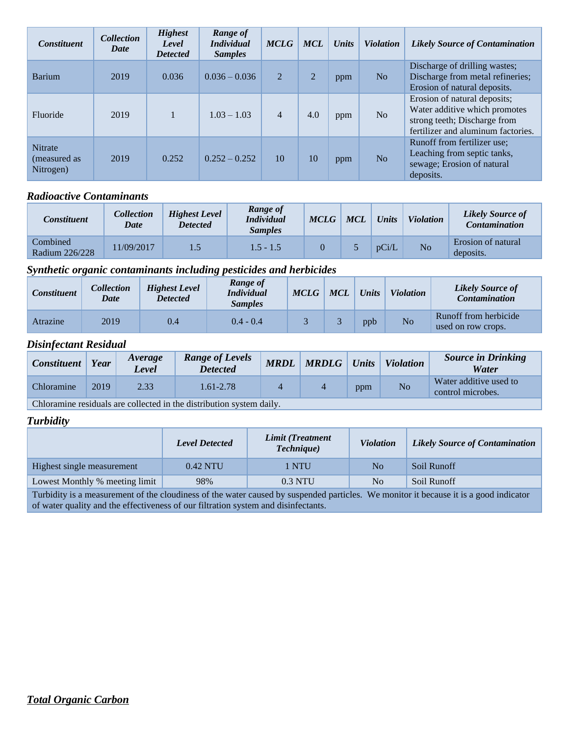| Constituent | Collection Date | Highest Level Detected | Range of Individual Samples | MCLG | MCL | Units | Violation | Likely Source of Contamination |
|---|---|---|---|---|---|---|---|---|
| Barium | 2019 | 0.036 | 0.036 – 0.036 | 2 | 2 | ppm | No | Discharge of drilling wastes; Discharge from metal refineries; Erosion of natural deposits. |
| Fluoride | 2019 | 1 | 1.03 – 1.03 | 4 | 4.0 | ppm | No | Erosion of natural deposits; Water additive which promotes strong teeth; Discharge from fertilizer and aluminum factories. |
| Nitrate (measured as Nitrogen) | 2019 | 0.252 | 0.252 – 0.252 | 10 | 10 | ppm | No | Runoff from fertilizer use; Leaching from septic tanks, sewage; Erosion of natural deposits. |

### *Radioactive Contaminants*

| Constituent | Collection Date | Highest Level Detected | Range of Individual Samples | MCLG | MCL | Units | Violation | Likely Source of Contamination |
|---|---|---|---|---|---|---|---|---|
| Combined Radium 226/228 | 11/09/2017 | 1.5 | 1.5 - 1.5 | 0 | 5 | pCi/L | No | Erosion of natural deposits. |

### *Synthetic organic contaminants including pesticides and herbicides*

| Constituent | Collection Date | Highest Level Detected | Range of Individual Samples | MCLG | MCL | Units | Violation | Likely Source of Contamination |
|---|---|---|---|---|---|---|---|---|
| Atrazine | 2019 | 0.4 | 0.4 - 0.4 | 3 | 3 | ppb | No | Runoff from herbicide used on row crops. |

### *Disinfectant Residual*

| Constituent | Year | Average Level | Range of Levels Detected | MRDL | MRDLG | Units | Violation | Source in Drinking Water |
|---|---|---|---|---|---|---|---|---|
| Chloramine | 2019 | 2.33 | 1.61-2.78 | 4 | 4 | ppm | No | Water additive used to control microbes. |
| Chloramine residuals are collected in the distribution system daily. | | | | | | | | |

### *Turbidity*

| | Level Detected | Limit (Treatment Technique) | Violation | Likely Source of Contamination |
|---|---|---|---|---|
| Highest single measurement | 0.42 NTU | 1 NTU | No | Soil Runoff |
| Lowest Monthly % meeting limit | 98% | 0.3 NTU | No | Soil Runoff |
| Turbidity is a measurement of the cloudiness of the water caused by suspended particles. We monitor it because it is a good indicator of water quality and the effectiveness of our filtration system and disinfectants. | | | | |

### ***Total Organic Carbon***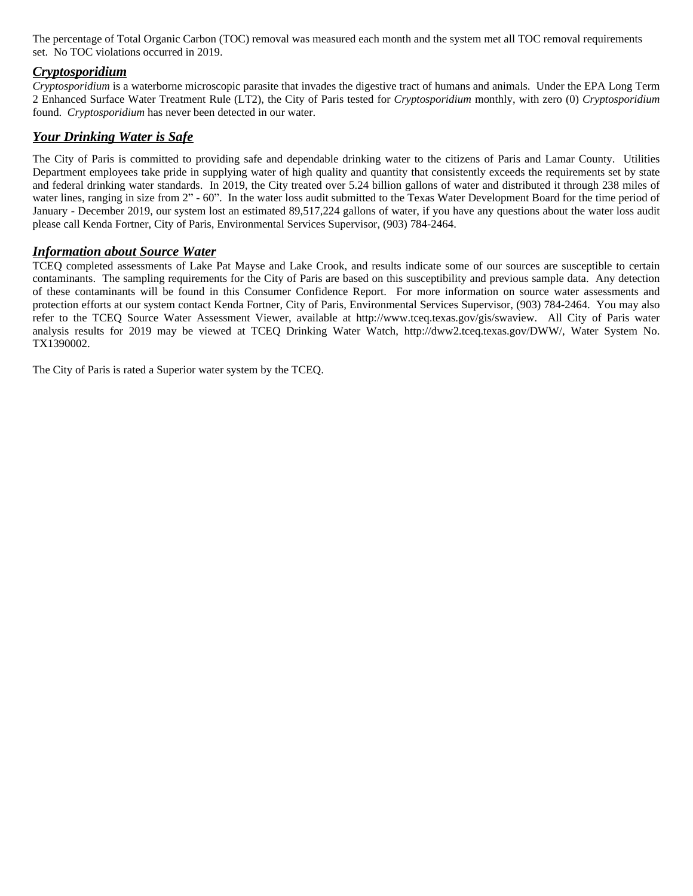The percentage of Total Organic Carbon (TOC) removal was measured each month and the system met all TOC removal requirements set. No TOC violations occurred in 2019.

## ***Cryptosporidium***

*Cryptosporidium* is a waterborne microscopic parasite that invades the digestive tract of humans and animals. Under the EPA Long Term 2 Enhanced Surface Water Treatment Rule (LT2), the City of Paris tested for *Cryptosporidium* monthly, with zero (0) *Cryptosporidium* found. *Cryptosporidium* has never been detected in our water.

## ***Your Drinking Water is Safe***

The City of Paris is committed to providing safe and dependable drinking water to the citizens of Paris and Lamar County. Utilities Department employees take pride in supplying water of high quality and quantity that consistently exceeds the requirements set by state and federal drinking water standards. In 2019, the City treated over 5.24 billion gallons of water and distributed it through 238 miles of water lines, ranging in size from 2" - 60". In the water loss audit submitted to the Texas Water Development Board for the time period of January - December 2019, our system lost an estimated 89,517,224 gallons of water, if you have any questions about the water loss audit please call Kenda Fortner, City of Paris, Environmental Services Supervisor, (903) 784-2464.

## ***Information about Source Water***

TCEQ completed assessments of Lake Pat Mayse and Lake Crook, and results indicate some of our sources are susceptible to certain contaminants. The sampling requirements for the City of Paris are based on this susceptibility and previous sample data. Any detection of these contaminants will be found in this Consumer Confidence Report. For more information on source water assessments and protection efforts at our system contact Kenda Fortner, City of Paris, Environmental Services Supervisor, (903) 784-2464. You may also refer to the TCEQ Source Water Assessment Viewer, available at http://www.tceq.texas.gov/gis/swaview. All City of Paris water analysis results for 2019 may be viewed at TCEQ Drinking Water Watch, http://dww2.tceq.texas.gov/DWW/, Water System No. TX1390002.

The City of Paris is rated a Superior water system by the TCEQ.